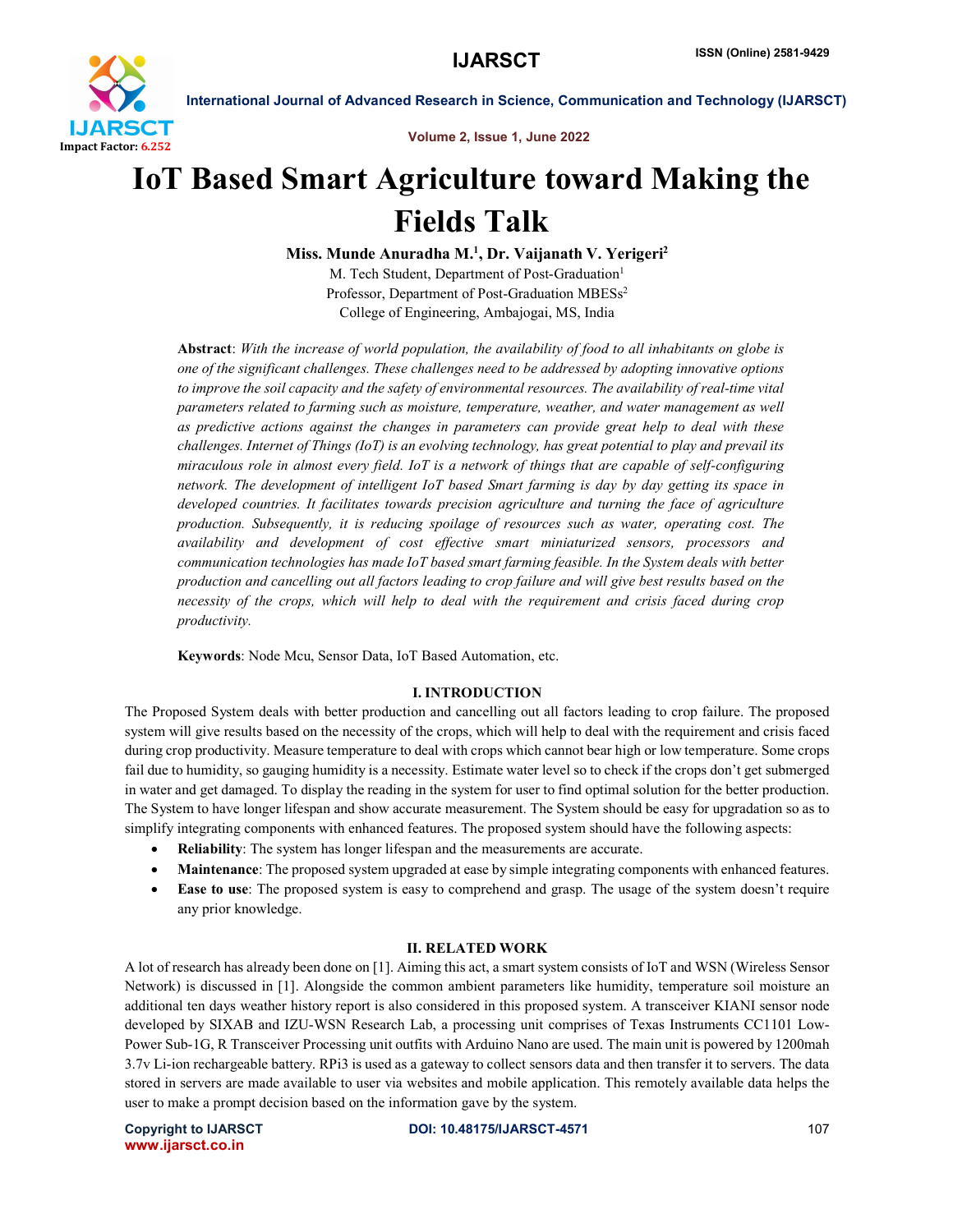# IoT Based Smart Agriculture toward Making the Fields Talk

**Miss. Munde Anuradha M.[1], Dr. Vaijanath V. Yerigeri[2]**

M. Tech Student, Department of Post-Graduation[1]

Professor, Department of Post-Graduation MBESs[2]

College of Engineering, Ambajogai, MS, India

**Abstract**: *With the increase of world population, the availability of food to all inhabitants on globe is one of the significant challenges. These challenges need to be addressed by adopting innovative options to improve the soil capacity and the safety of environmental resources. The availability of real-time vital parameters related to farming such as moisture, temperature, weather, and water management as well as predictive actions against the changes in parameters can provide great help to deal with these challenges. Internet of Things (IoT) is an evolving technology, has great potential to play and prevail its miraculous role in almost every field. IoT is a network of things that are capable of self-configuring network. The development of intelligent IoT based Smart farming is day by day getting its space in developed countries. It facilitates towards precision agriculture and turning the face of agriculture production. Subsequently, it is reducing spoilage of resources such as water, operating cost. The availability and development of cost effective smart miniaturized sensors, processors and communication technologies has made IoT based smart farming feasible. In the System deals with better production and cancelling out all factors leading to crop failure and will give best results based on the necessity of the crops, which will help to deal with the requirement and crisis faced during crop productivity.*

**Keywords**: Node Mcu, Sensor Data, IoT Based Automation, etc.

## I. INTRODUCTION

The Proposed System deals with better production and cancelling out all factors leading to crop failure. The proposed system will give results based on the necessity of the crops, which will help to deal with the requirement and crisis faced during crop productivity. Measure temperature to deal with crops which cannot bear high or low temperature. Some crops fail due to humidity, so gauging humidity is a necessity. Estimate water level so to check if the crops don't get submerged in water and get damaged. To display the reading in the system for user to find optimal solution for the better production. The System to have longer lifespan and show accurate measurement. The System should be easy for upgradation so as to simplify integrating components with enhanced features. The proposed system should have the following aspects:

- **Reliability**: The system has longer lifespan and the measurements are accurate.
- **Maintenance**: The proposed system upgraded at ease by simple integrating components with enhanced features.
- **Ease to use**: The proposed system is easy to comprehend and grasp. The usage of the system doesn't require any prior knowledge.

## II. RELATED WORK

A lot of research has already been done on [1]. Aiming this act, a smart system consists of IoT and WSN (Wireless Sensor Network) is discussed in [1]. Alongside the common ambient parameters like humidity, temperature soil moisture an additional ten days weather history report is also considered in this proposed system. A transceiver KIANI sensor node developed by SIXAB and IZU-WSN Research Lab, a processing unit comprises of Texas Instruments CC1101 Low-Power Sub-1G, R Transceiver Processing unit outfits with Arduino Nano are used. The main unit is powered by 1200mah 3.7v Li-ion rechargeable battery. RPi3 is used as a gateway to collect sensors data and then transfer it to servers. The data stored in servers are made available to user via websites and mobile application. This remotely available data helps the user to make a prompt decision based on the information gave by the system.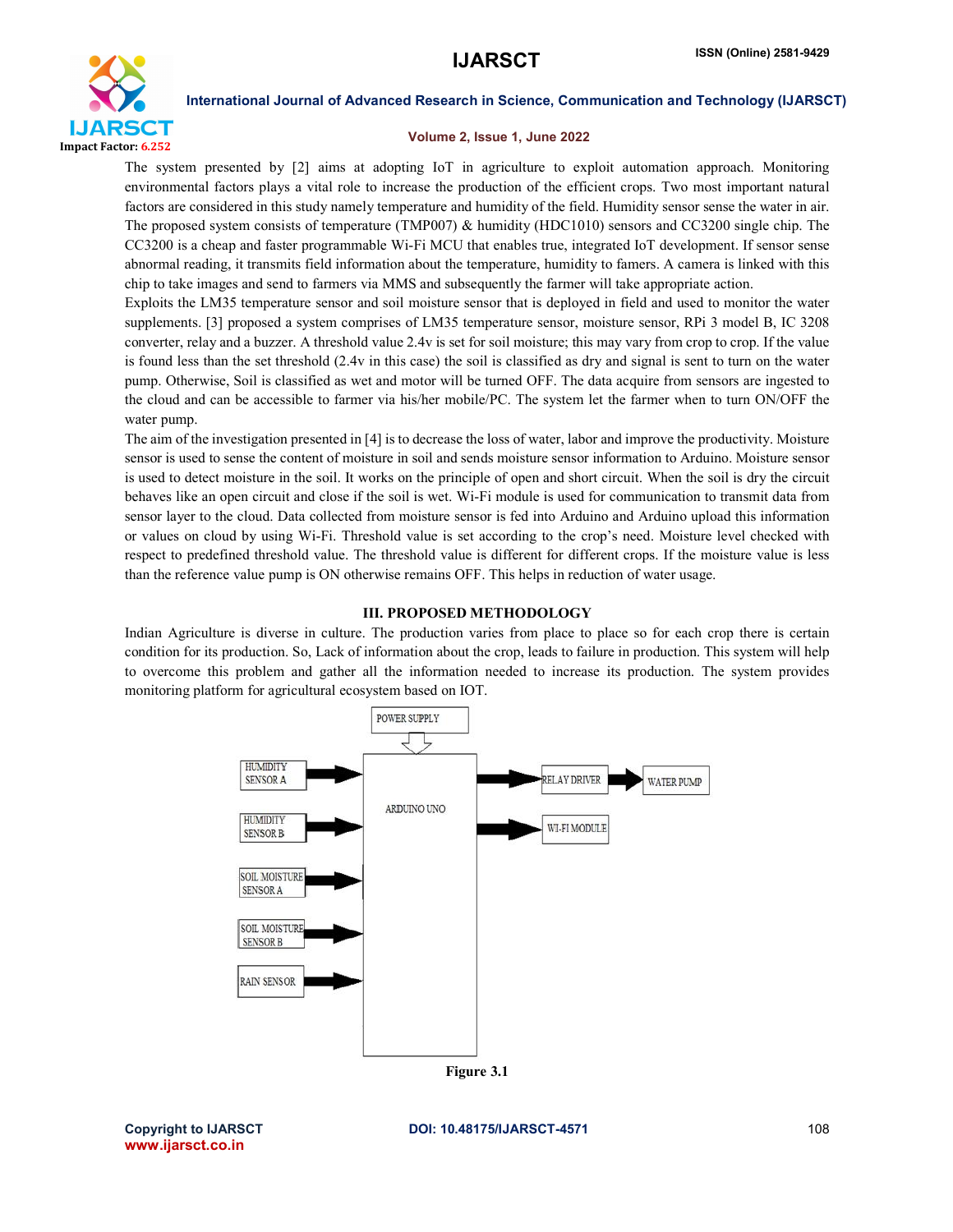The system presented by [2] aims at adopting IoT in agriculture to exploit automation approach. Monitoring environmental factors plays a vital role to increase the production of the efficient crops. Two most important natural factors are considered in this study namely temperature and humidity of the field. Humidity sensor sense the water in air. The proposed system consists of temperature (TMP007) & humidity (HDC1010) sensors and CC3200 single chip. The CC3200 is a cheap and faster programmable Wi-Fi MCU that enables true, integrated IoT development. If sensor sense abnormal reading, it transmits field information about the temperature, humidity to famers. A camera is linked with this chip to take images and send to farmers via MMS and subsequently the farmer will take appropriate action.

Exploits the LM35 temperature sensor and soil moisture sensor that is deployed in field and used to monitor the water supplements. [3] proposed a system comprises of LM35 temperature sensor, moisture sensor, RPi 3 model B, IC 3208 converter, relay and a buzzer. A threshold value 2.4v is set for soil moisture; this may vary from crop to crop. If the value is found less than the set threshold (2.4v in this case) the soil is classified as dry and signal is sent to turn on the water pump. Otherwise, Soil is classified as wet and motor will be turned OFF. The data acquire from sensors are ingested to the cloud and can be accessible to farmer via his/her mobile/PC. The system let the farmer when to turn ON/OFF the water pump.

The aim of the investigation presented in [4] is to decrease the loss of water, labor and improve the productivity. Moisture sensor is used to sense the content of moisture in soil and sends moisture sensor information to Arduino. Moisture sensor is used to detect moisture in the soil. It works on the principle of open and short circuit. When the soil is dry the circuit behaves like an open circuit and close if the soil is wet. Wi-Fi module is used for communication to transmit data from sensor layer to the cloud. Data collected from moisture sensor is fed into Arduino and Arduino upload this information or values on cloud by using Wi-Fi. Threshold value is set according to the crop's need. Moisture level checked with respect to predefined threshold value. The threshold value is different for different crops. If the moisture value is less than the reference value pump is ON otherwise remains OFF. This helps in reduction of water usage.

## III. PROPOSED METHODOLOGY

Indian Agriculture is diverse in culture. The production varies from place to place so for each crop there is certain condition for its production. So, Lack of information about the crop, leads to failure in production. This system will help to overcome this problem and gather all the information needed to increase its production. The system provides monitoring platform for agricultural ecosystem based on IOT.

POWER SUPPLY

HUMIDITY SENSOR A

HUMIDITY SENSOR B

SOIL MOISTURE SENSOR A

SOIL MOISTURE SENSOR B

RAIN SENSOR

ARDUINO UNO

RELAY DRIVER

WATER PUMP

WI-FI MODULE

**Figure 3.1**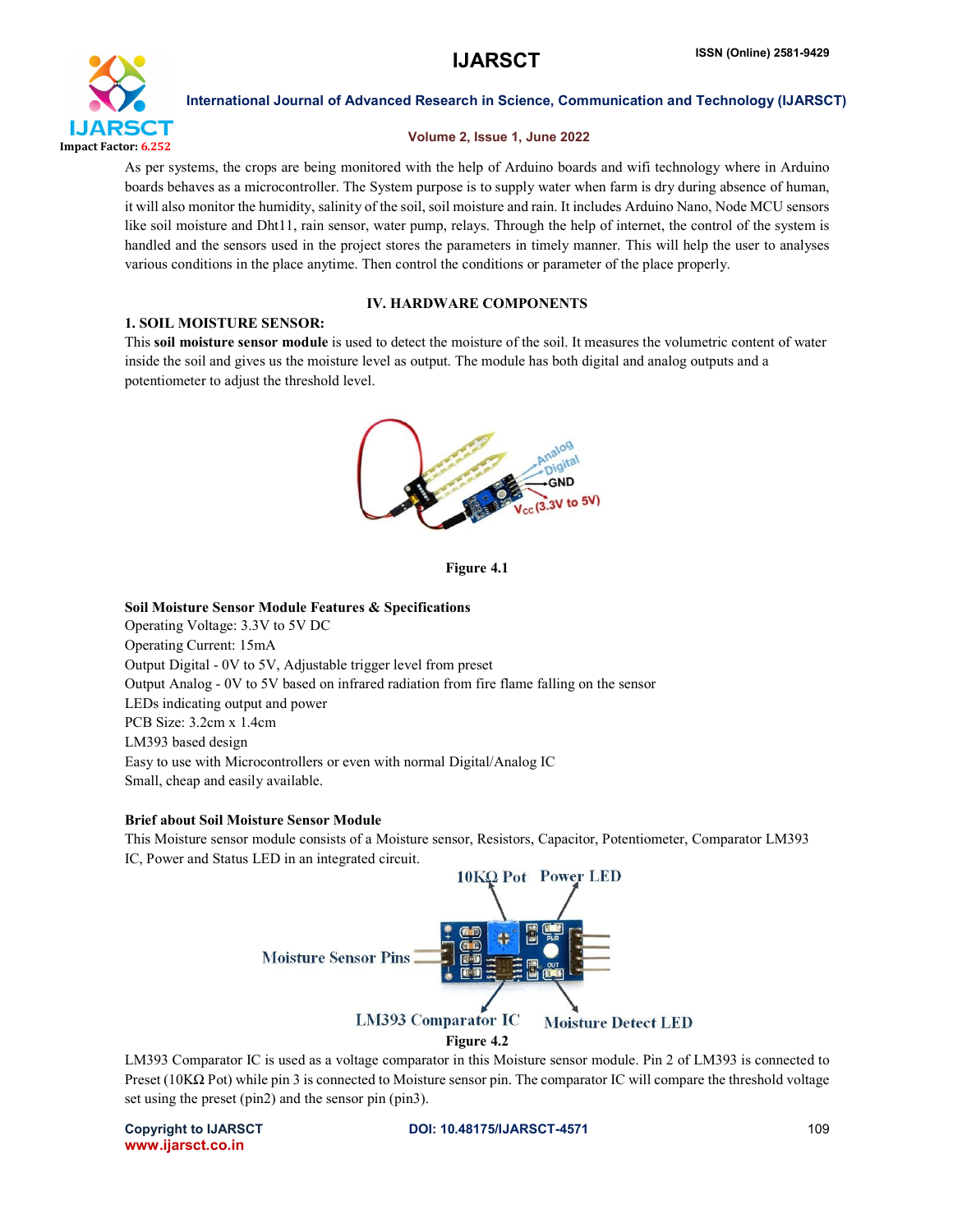As per systems, the crops are being monitored with the help of Arduino boards and wifi technology where in Arduino boards behaves as a microcontroller. The System purpose is to supply water when farm is dry during absence of human, it will also monitor the humidity, salinity of the soil, soil moisture and rain. It includes Arduino Nano, Node MCU sensors like soil moisture and Dht11, rain sensor, water pump, relays. Through the help of internet, the control of the system is handled and the sensors used in the project stores the parameters in timely manner. This will help the user to analyses various conditions in the place anytime. Then control the conditions or parameter of the place properly.

## IV. HARDWARE COMPONENTS

### 1. SOIL MOISTURE SENSOR:

This **soil moisture sensor module** is used to detect the moisture of the soil. It measures the volumetric content of water inside the soil and gives us the moisture level as output. The module has both digital and analog outputs and a potentiometer to adjust the threshold level.

**Figure 4.1**

**Soil Moisture Sensor Module Features & Specifications**

Operating Voltage: 3.3V to 5V DC
Operating Current: 15mA
Output Digital - 0V to 5V, Adjustable trigger level from preset
Output Analog - 0V to 5V based on infrared radiation from fire flame falling on the sensor
LEDs indicating output and power
PCB Size: 3.2cm x 1.4cm
LM393 based design
Easy to use with Microcontrollers or even with normal Digital/Analog IC
Small, cheap and easily available.

**Brief about Soil Moisture Sensor Module**

This Moisture sensor module consists of a Moisture sensor, Resistors, Capacitor, Potentiometer, Comparator LM393 IC, Power and Status LED in an integrated circuit.

**Figure 4.2**

LM393 Comparator IC is used as a voltage comparator in this Moisture sensor module. Pin 2 of LM393 is connected to Preset (10KΩ Pot) while pin 3 is connected to Moisture sensor pin. The comparator IC will compare the threshold voltage set using the preset (pin2) and the sensor pin (pin3).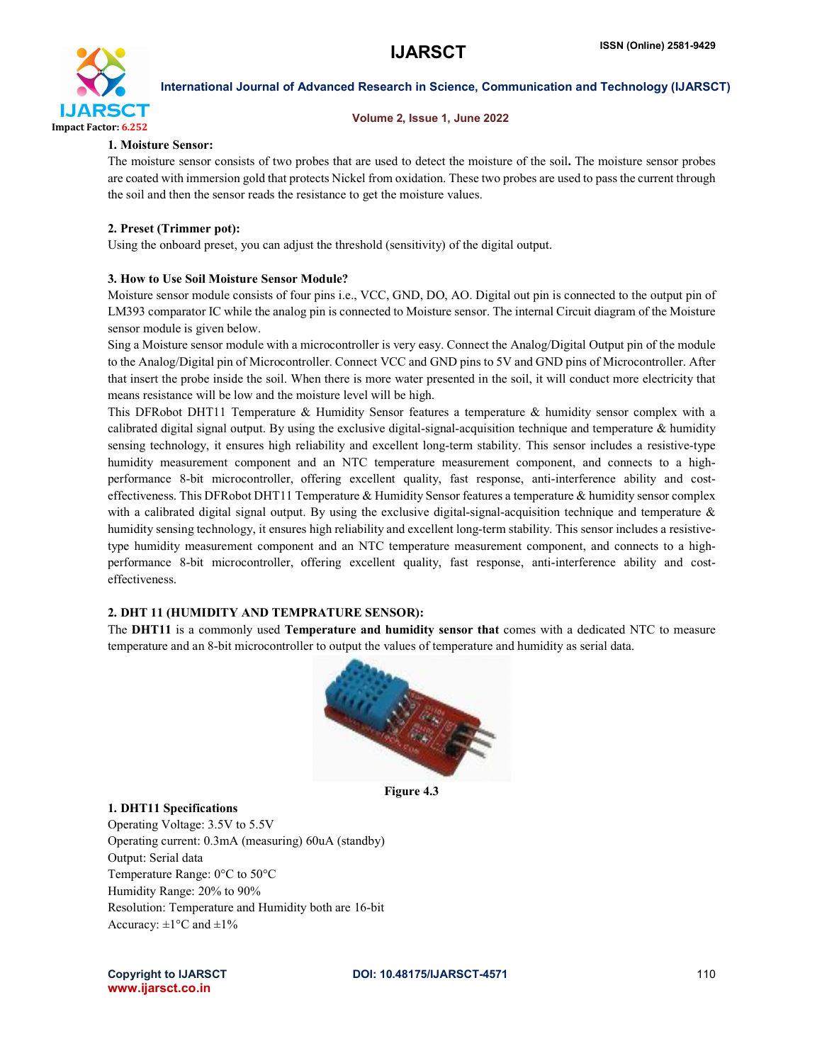**1. Moisture Sensor:**

The moisture sensor consists of two probes that are used to detect the moisture of the soil**.** The moisture sensor probes are coated with immersion gold that protects Nickel from oxidation. These two probes are used to pass the current through the soil and then the sensor reads the resistance to get the moisture values.

**2. Preset (Trimmer pot):**

Using the onboard preset, you can adjust the threshold (sensitivity) of the digital output.

**3. How to Use Soil Moisture Sensor Module?**

Moisture sensor module consists of four pins i.e., VCC, GND, DO, AO. Digital out pin is connected to the output pin of LM393 comparator IC while the analog pin is connected to Moisture sensor. The internal Circuit diagram of the Moisture sensor module is given below.

Sing a Moisture sensor module with a microcontroller is very easy. Connect the Analog/Digital Output pin of the module to the Analog/Digital pin of Microcontroller. Connect VCC and GND pins to 5V and GND pins of Microcontroller. After that insert the probe inside the soil. When there is more water presented in the soil, it will conduct more electricity that means resistance will be low and the moisture level will be high.

This DFRobot DHT11 Temperature & Humidity Sensor features a temperature & humidity sensor complex with a calibrated digital signal output. By using the exclusive digital-signal-acquisition technique and temperature & humidity sensing technology, it ensures high reliability and excellent long-term stability. This sensor includes a resistive-type humidity measurement component and an NTC temperature measurement component, and connects to a high-performance 8-bit microcontroller, offering excellent quality, fast response, anti-interference ability and cost-effectiveness. This DFRobot DHT11 Temperature & Humidity Sensor features a temperature & humidity sensor complex with a calibrated digital signal output. By using the exclusive digital-signal-acquisition technique and temperature & humidity sensing technology, it ensures high reliability and excellent long-term stability. This sensor includes a resistive-type humidity measurement component and an NTC temperature measurement component, and connects to a high-performance 8-bit microcontroller, offering excellent quality, fast response, anti-interference ability and cost-effectiveness.

**2. DHT 11 (HUMIDITY AND TEMPRATURE SENSOR):**

The **DHT11** is a commonly used **Temperature and humidity sensor that** comes with a dedicated NTC to measure temperature and an 8-bit microcontroller to output the values of temperature and humidity as serial data.

Figure 4.3

**1. DHT11 Specifications**

Operating Voltage: 3.5V to 5.5V

Operating current: 0.3mA (measuring) 60uA (standby)

Output: Serial data

Temperature Range: 0°C to 50°C

Humidity Range: 20% to 90%

Resolution: Temperature and Humidity both are 16-bit

Accuracy: ±1°C and ±1%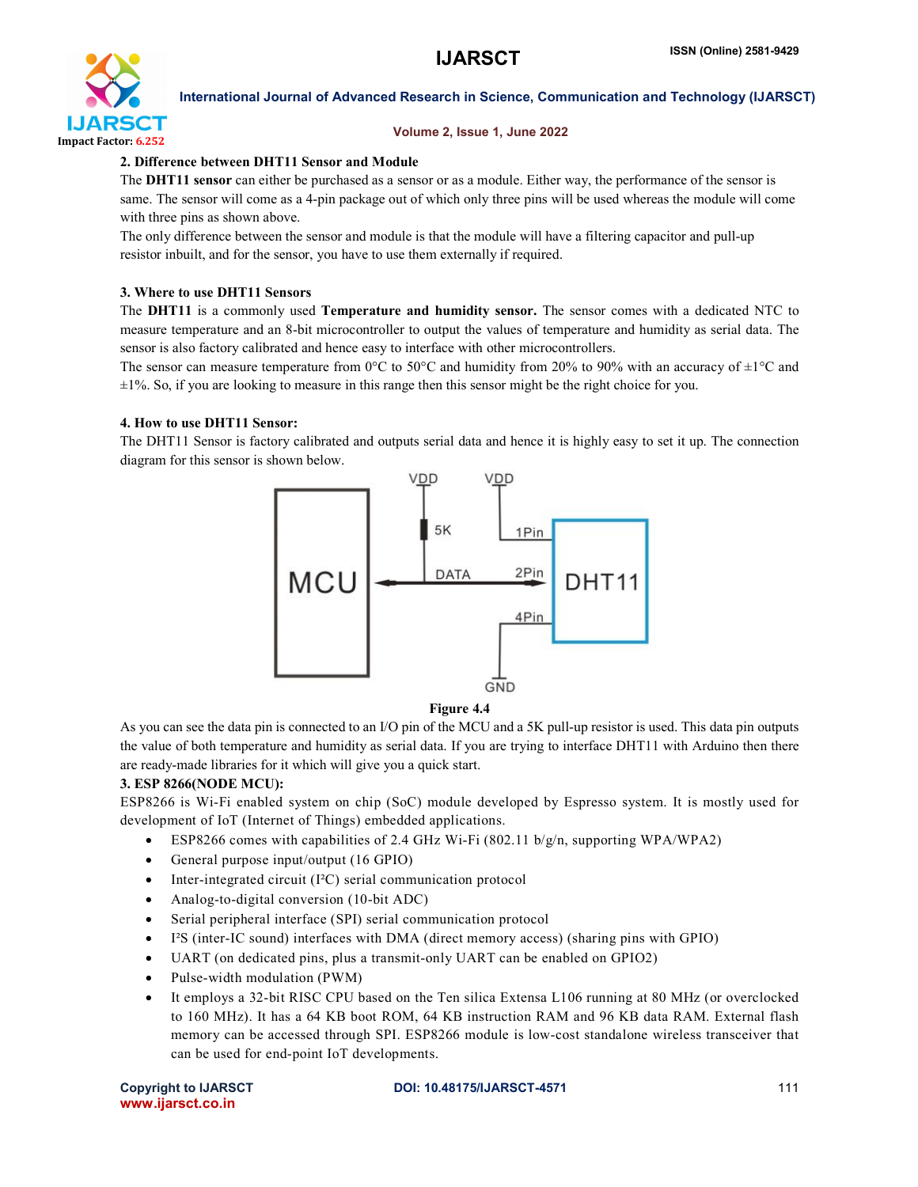**2. Difference between DHT11 Sensor and Module**

The **DHT11 sensor** can either be purchased as a sensor or as a module. Either way, the performance of the sensor is same. The sensor will come as a 4-pin package out of which only three pins will be used whereas the module will come with three pins as shown above.

The only difference between the sensor and module is that the module will have a filtering capacitor and pull-up resistor inbuilt, and for the sensor, you have to use them externally if required.

**3. Where to use DHT11 Sensors**

The **DHT11** is a commonly used **Temperature and humidity sensor.** The sensor comes with a dedicated NTC to measure temperature and an 8-bit microcontroller to output the values of temperature and humidity as serial data. The sensor is also factory calibrated and hence easy to interface with other microcontrollers.

The sensor can measure temperature from 0°C to 50°C and humidity from 20% to 90% with an accuracy of ±1°C and ±1%. So, if you are looking to measure in this range then this sensor might be the right choice for you.

**4. How to use DHT11 Sensor:**

The DHT11 Sensor is factory calibrated and outputs serial data and hence it is highly easy to set it up. The connection diagram for this sensor is shown below.

**Figure 4.4**

As you can see the data pin is connected to an I/O pin of the MCU and a 5K pull-up resistor is used. This data pin outputs the value of both temperature and humidity as serial data. If you are trying to interface DHT11 with Arduino then there are ready-made libraries for it which will give you a quick start.

**3. ESP 8266(NODE MCU):**

ESP8266 is Wi-Fi enabled system on chip (SoC) module developed by Espresso system. It is mostly used for development of IoT (Internet of Things) embedded applications.

- ESP8266 comes with capabilities of 2.4 GHz Wi-Fi (802.11 b/g/n, supporting WPA/WPA2)
- General purpose input/output (16 GPIO)
- Inter-integrated circuit (I²C) serial communication protocol
- Analog-to-digital conversion (10-bit ADC)
- Serial peripheral interface (SPI) serial communication protocol
- I²S (inter-IC sound) interfaces with DMA (direct memory access) (sharing pins with GPIO)
- UART (on dedicated pins, plus a transmit-only UART can be enabled on GPIO2)
- Pulse-width modulation (PWM)
- It employs a 32-bit RISC CPU based on the Ten silica Extensa L106 running at 80 MHz (or overclocked to 160 MHz). It has a 64 KB boot ROM, 64 KB instruction RAM and 96 KB data RAM. External flash memory can be accessed through SPI. ESP8266 module is low-cost standalone wireless transceiver that can be used for end-point IoT developments.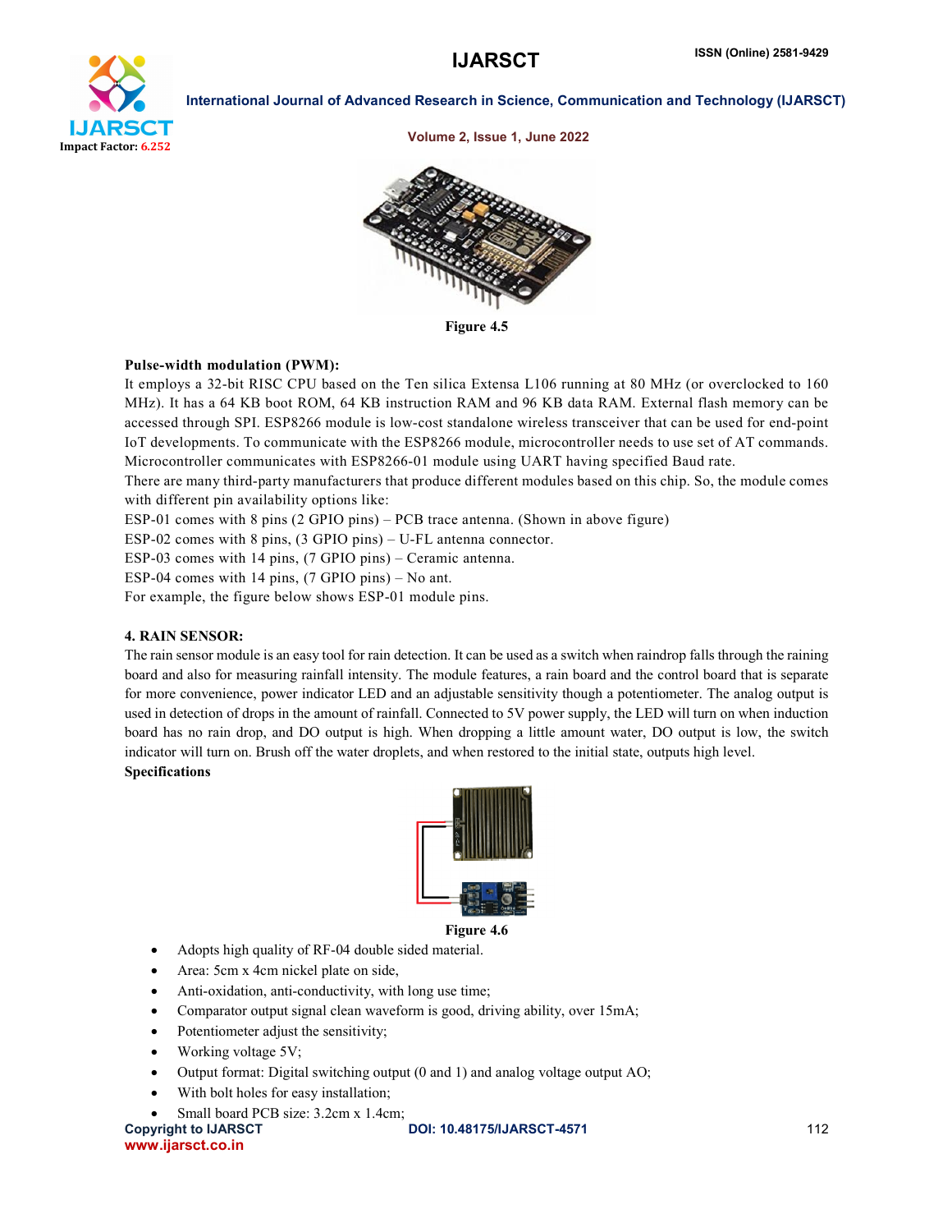Figure 4.5

**Pulse-width modulation (PWM):**

It employs a 32-bit RISC CPU based on the Ten silica Extensa L106 running at 80 MHz (or overclocked to 160 MHz). It has a 64 KB boot ROM, 64 KB instruction RAM and 96 KB data RAM. External flash memory can be accessed through SPI. ESP8266 module is low-cost standalone wireless transceiver that can be used for end-point IoT developments. To communicate with the ESP8266 module, microcontroller needs to use set of AT commands. Microcontroller communicates with ESP8266-01 module using UART having specified Baud rate.

There are many third-party manufacturers that produce different modules based on this chip. So, the module comes with different pin availability options like:

ESP-01 comes with 8 pins (2 GPIO pins) – PCB trace antenna. (Shown in above figure)
ESP-02 comes with 8 pins, (3 GPIO pins) – U-FL antenna connector.
ESP-03 comes with 14 pins, (7 GPIO pins) – Ceramic antenna.
ESP-04 comes with 14 pins, (7 GPIO pins) – No ant.
For example, the figure below shows ESP-01 module pins.

**4. RAIN SENSOR:**

The rain sensor module is an easy tool for rain detection. It can be used as a switch when raindrop falls through the raining board and also for measuring rainfall intensity. The module features, a rain board and the control board that is separate for more convenience, power indicator LED and an adjustable sensitivity though a potentiometer. The analog output is used in detection of drops in the amount of rainfall. Connected to 5V power supply, the LED will turn on when induction board has no rain drop, and DO output is high. When dropping a little amount water, DO output is low, the switch indicator will turn on. Brush off the water droplets, and when restored to the initial state, outputs high level.

**Specifications**

Figure 4.6

- Adopts high quality of RF-04 double sided material.
- Area: 5cm x 4cm nickel plate on side,
- Anti-oxidation, anti-conductivity, with long use time;
- Comparator output signal clean waveform is good, driving ability, over 15mA;
- Potentiometer adjust the sensitivity;
- Working voltage 5V;
- Output format: Digital switching output (0 and 1) and analog voltage output AO;
- With bolt holes for easy installation;
- Small board PCB size: 3.2cm x 1.4cm;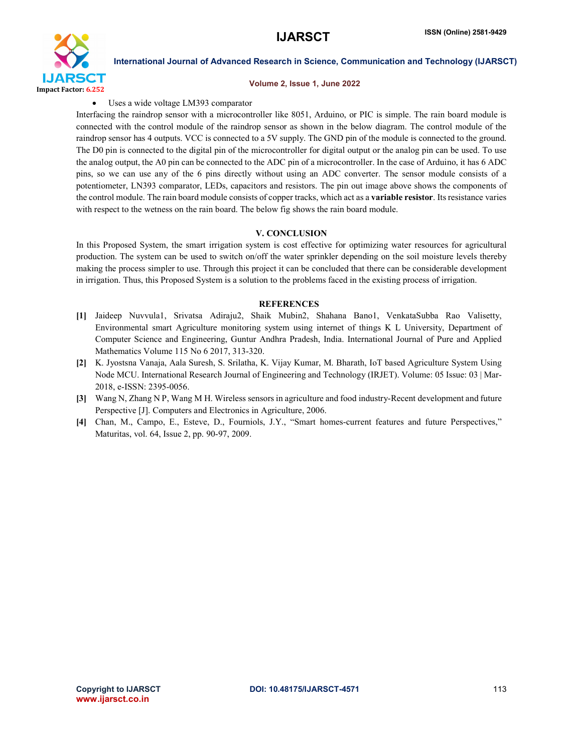- Uses a wide voltage LM393 comparator

Interfacing the raindrop sensor with a microcontroller like 8051, Arduino, or PIC is simple. The rain board module is connected with the control module of the raindrop sensor as shown in the below diagram. The control module of the raindrop sensor has 4 outputs. VCC is connected to a 5V supply. The GND pin of the module is connected to the ground. The D0 pin is connected to the digital pin of the microcontroller for digital output or the analog pin can be used. To use the analog output, the A0 pin can be connected to the ADC pin of a microcontroller. In the case of Arduino, it has 6 ADC pins, so we can use any of the 6 pins directly without using an ADC converter. The sensor module consists of a potentiometer, LN393 comparator, LEDs, capacitors and resistors. The pin out image above shows the components of the control module. The rain board module consists of copper tracks, which act as a **variable resistor**. Its resistance varies with respect to the wetness on the rain board. The below fig shows the rain board module.

## V. CONCLUSION

In this Proposed System, the smart irrigation system is cost effective for optimizing water resources for agricultural production. The system can be used to switch on/off the water sprinkler depending on the soil moisture levels thereby making the process simpler to use. Through this project it can be concluded that there can be considerable development in irrigation. Thus, this Proposed System is a solution to the problems faced in the existing process of irrigation.

## REFERENCES

**[1]** Jaideep Nuvvula1, Srivatsa Adiraju2, Shaik Mubin2, Shahana Bano1, VenkataSubba Rao Valisetty, Environmental smart Agriculture monitoring system using internet of things K L University, Department of Computer Science and Engineering, Guntur Andhra Pradesh, India. International Journal of Pure and Applied Mathematics Volume 115 No 6 2017, 313-320.

**[2]** K. Jyostsna Vanaja, Aala Suresh, S. Srilatha, K. Vijay Kumar, M. Bharath, IoT based Agriculture System Using Node MCU. International Research Journal of Engineering and Technology (IRJET). Volume: 05 Issue: 03 | Mar-2018, e-ISSN: 2395-0056.

**[3]** Wang N, Zhang N P, Wang M H. Wireless sensors in agriculture and food industry-Recent development and future Perspective [J]. Computers and Electronics in Agriculture, 2006.

**[4]** Chan, M., Campo, E., Esteve, D., Fourniols, J.Y., "Smart homes-current features and future Perspectives," Maturitas, vol. 64, Issue 2, pp. 90-97, 2009.